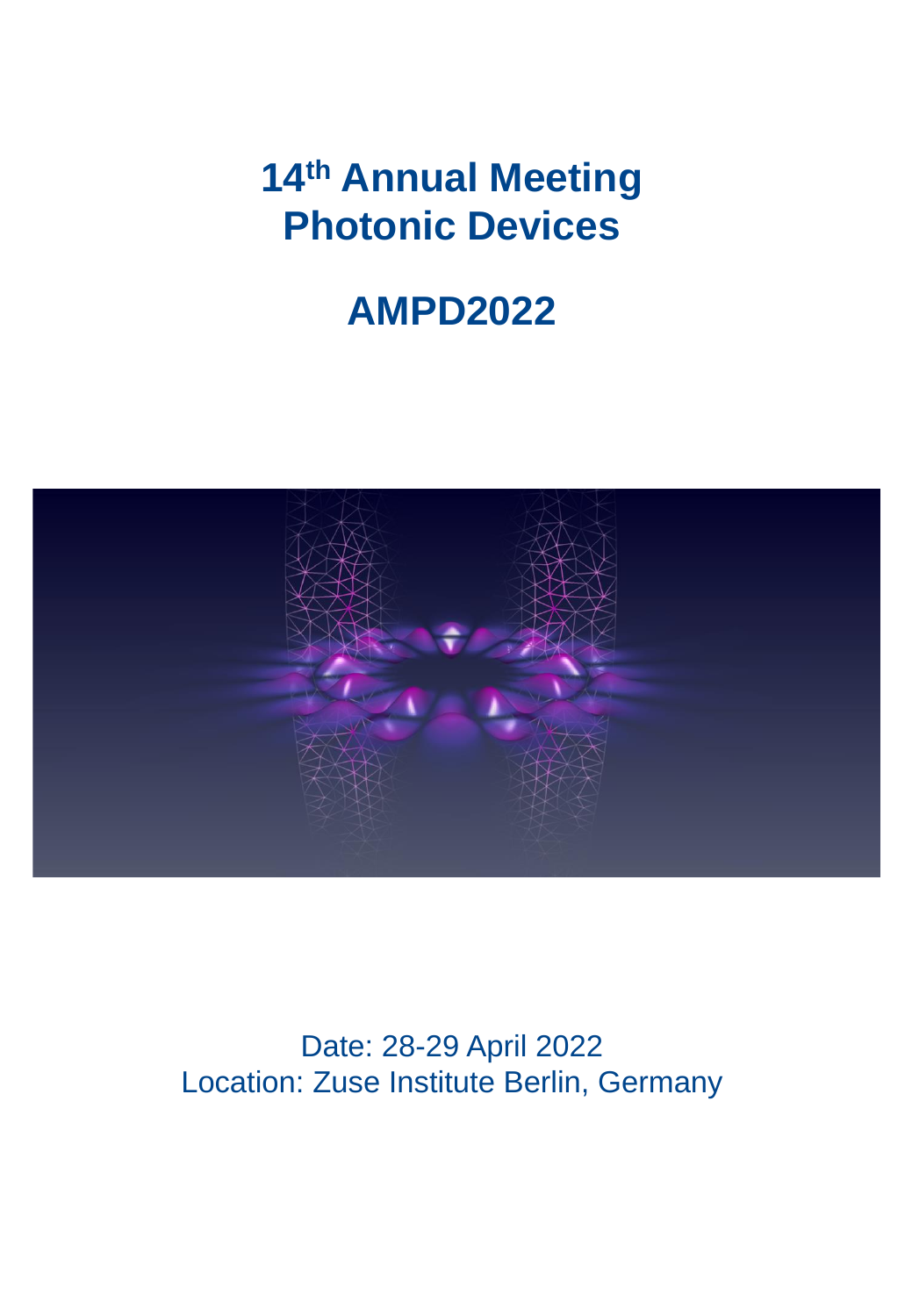# 14th Annual Meeting Photonic Devices

# AMPD2022

Date: 28-29 April 2022

Location: Zuse Institute Berlin, Germany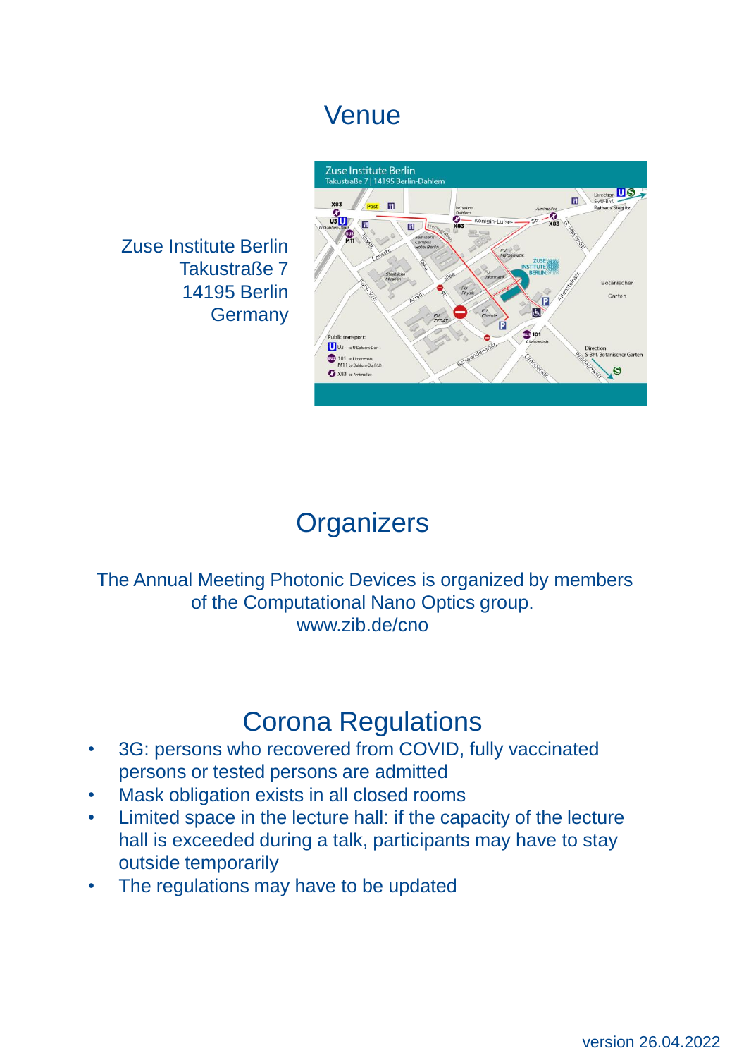# Venue

Zuse Institute Berlin
Takustraße 7
14195 Berlin
Germany

# Organizers

The Annual Meeting Photonic Devices is organized by members of the Computational Nano Optics group.
www.zib.de/cno

# Corona Regulations

- 3G: persons who recovered from COVID, fully vaccinated persons or tested persons are admitted
- Mask obligation exists in all closed rooms
- Limited space in the lecture hall: if the capacity of the lecture hall is exceeded during a talk, participants may have to stay outside temporarily
- The regulations may have to be updated

version 26.04.2022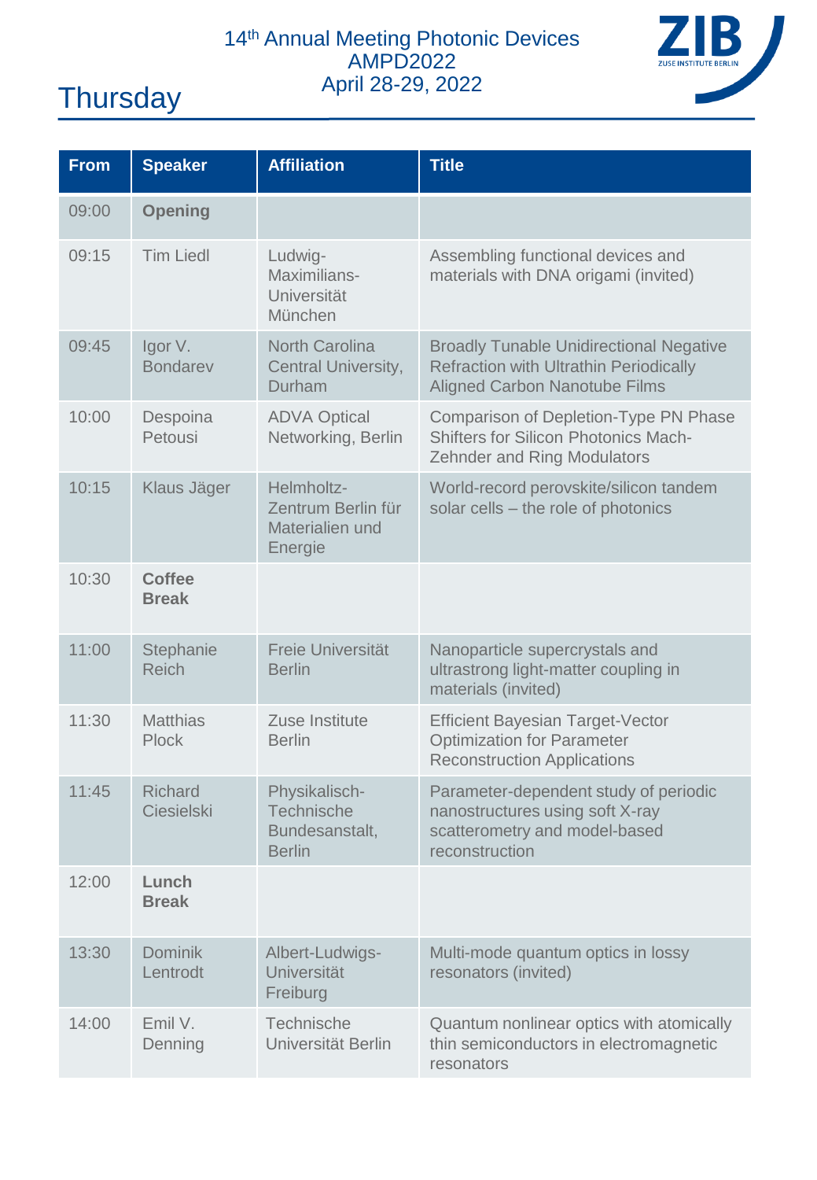# 14th Annual Meeting Photonic Devices AMPD2022

April 28-29, 2022

## Thursday

| From | Speaker | Affiliation | Title |
|---|---|---|---|
| 09:00 | **Opening** | | |
| 09:15 | Tim Liedl | Ludwig-Maximilians-Universität München | Assembling functional devices and materials with DNA origami (invited) |
| 09:45 | Igor V. Bondarev | North Carolina Central University, Durham | Broadly Tunable Unidirectional Negative Refraction with Ultrathin Periodically Aligned Carbon Nanotube Films |
| 10:00 | Despoina Petousi | ADVA Optical Networking, Berlin | Comparison of Depletion-Type PN Phase Shifters for Silicon Photonics Mach-Zehnder and Ring Modulators |
| 10:15 | Klaus Jäger | Helmholtz-Zentrum Berlin für Materialien und Energie | World-record perovskite/silicon tandem solar cells – the role of photonics |
| 10:30 | **Coffee Break** | | |
| 11:00 | Stephanie Reich | Freie Universität Berlin | Nanoparticle supercrystals and ultrastrong light-matter coupling in materials (invited) |
| 11:30 | Matthias Plock | Zuse Institute Berlin | Efficient Bayesian Target-Vector Optimization for Parameter Reconstruction Applications |
| 11:45 | Richard Ciesielski | Physikalisch-Technische Bundesanstalt, Berlin | Parameter-dependent study of periodic nanostructures using soft X-ray scatterometry and model-based reconstruction |
| 12:00 | **Lunch Break** | | |
| 13:30 | Dominik Lentrodt | Albert-Ludwigs-Universität Freiburg | Multi-mode quantum optics in lossy resonators (invited) |
| 14:00 | Emil V. Denning | Technische Universität Berlin | Quantum nonlinear optics with atomically thin semiconductors in electromagnetic resonators |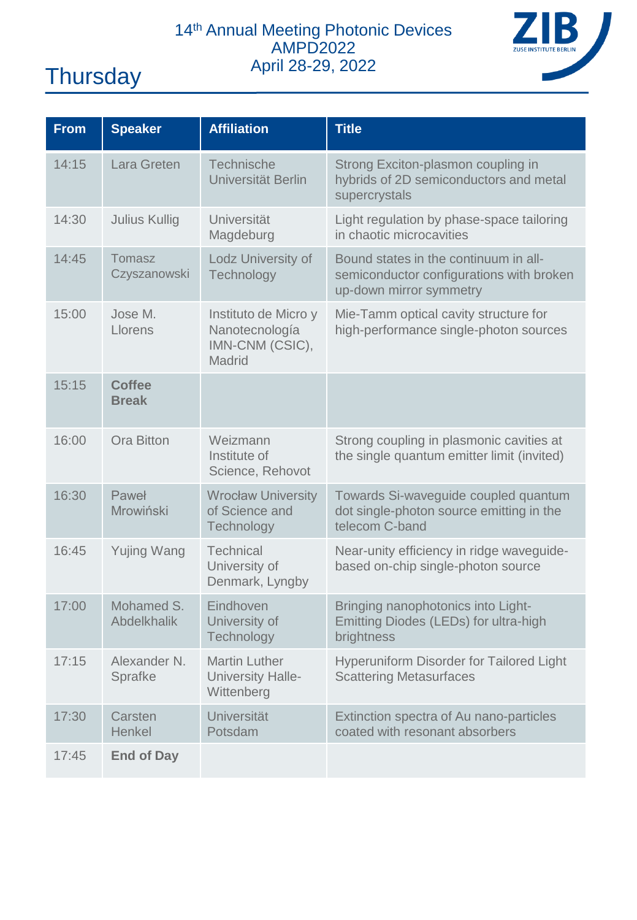# Thursday

| From | Speaker | Affiliation | Title |
|---|---|---|---|
| 14:15 | Lara Greten | Technische Universität Berlin | Strong Exciton-plasmon coupling in hybrids of 2D semiconductors and metal supercrystals |
| 14:30 | Julius Kullig | Universität Magdeburg | Light regulation by phase-space tailoring in chaotic microcavities |
| 14:45 | Tomasz Czyszanowski | Lodz University of Technology | Bound states in the continuum in all-semiconductor configurations with broken up-down mirror symmetry |
| 15:00 | Jose M. Llorens | Instituto de Micro y Nanotecnología IMN-CNM (CSIC), Madrid | Mie-Tamm optical cavity structure for high-performance single-photon sources |
| 15:15 | **Coffee Break** | | |
| 16:00 | Ora Bitton | Weizmann Institute of Science, Rehovot | Strong coupling in plasmonic cavities at the single quantum emitter limit (invited) |
| 16:30 | Paweł Mrowiński | Wrocław University of Science and Technology | Towards Si-waveguide coupled quantum dot single-photon source emitting in the telecom C-band |
| 16:45 | Yujing Wang | Technical University of Denmark, Lyngby | Near-unity efficiency in ridge waveguide-based on-chip single-photon source |
| 17:00 | Mohamed S. Abdelkhalik | Eindhoven University of Technology | Bringing nanophotonics into Light-Emitting Diodes (LEDs) for ultra-high brightness |
| 17:15 | Alexander N. Sprafke | Martin Luther University Halle-Wittenberg | Hyperuniform Disorder for Tailored Light Scattering Metasurfaces |
| 17:30 | Carsten Henkel | Universität Potsdam | Extinction spectra of Au nano-particles coated with resonant absorbers |
| 17:45 | **End of Day** | | |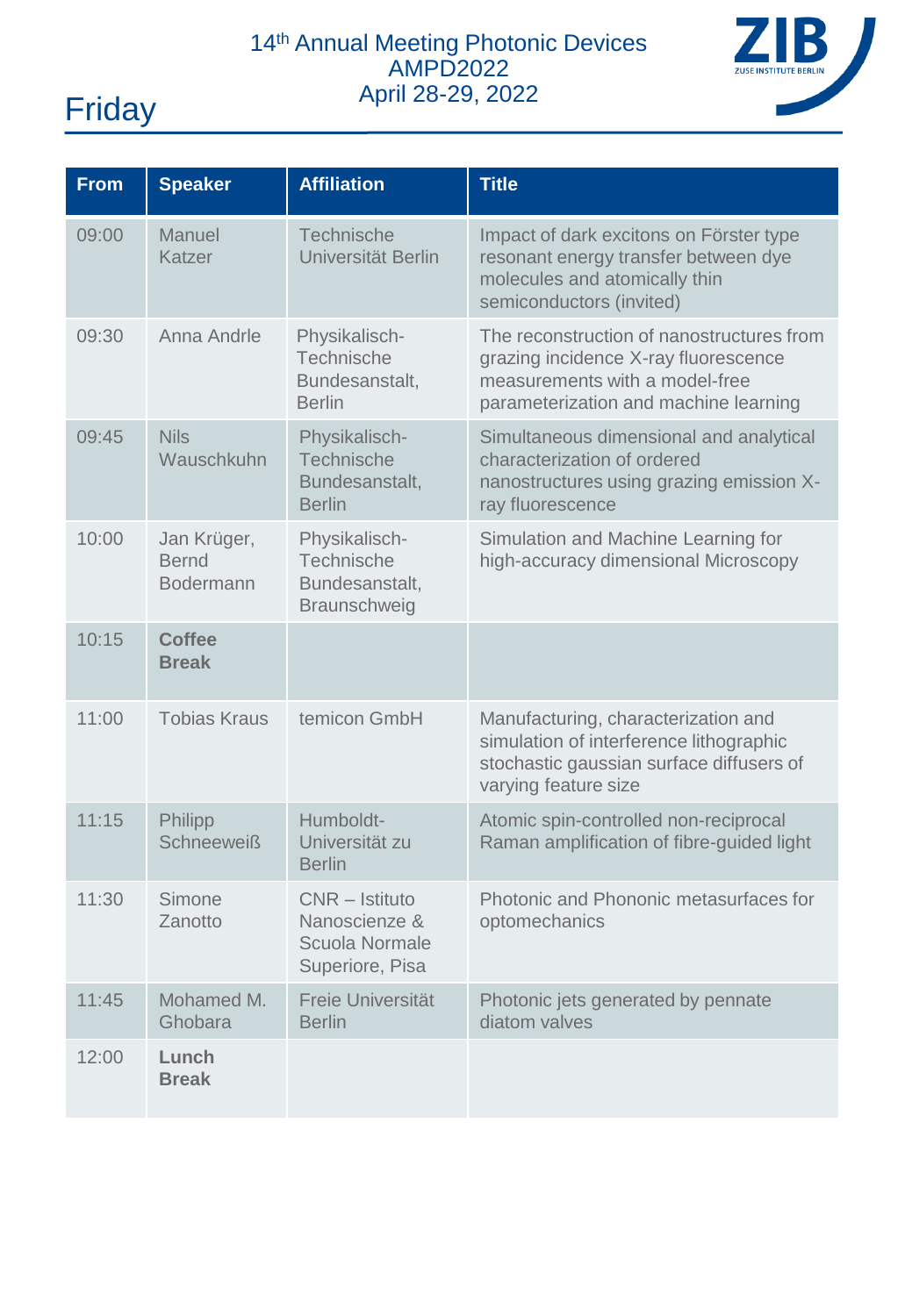# Friday

| From | Speaker | Affiliation | Title |
|---|---|---|---|
| 09:00 | Manuel Katzer | Technische Universität Berlin | Impact of dark excitons on Förster type resonant energy transfer between dye molecules and atomically thin semiconductors (invited) |
| 09:30 | Anna Andrle | Physikalisch-Technische Bundesanstalt, Berlin | The reconstruction of nanostructures from grazing incidence X-ray fluorescence measurements with a model-free parameterization and machine learning |
| 09:45 | Nils Wauschkuhn | Physikalisch-Technische Bundesanstalt, Berlin | Simultaneous dimensional and analytical characterization of ordered nanostructures using grazing emission X-ray fluorescence |
| 10:00 | Jan Krüger, Bernd Bodermann | Physikalisch-Technische Bundesanstalt, Braunschweig | Simulation and Machine Learning for high-accuracy dimensional Microscopy |
| 10:15 | **Coffee Break** | | |
| 11:00 | Tobias Kraus | temicon GmbH | Manufacturing, characterization and simulation of interference lithographic stochastic gaussian surface diffusers of varying feature size |
| 11:15 | Philipp Schneeweiß | Humboldt-Universität zu Berlin | Atomic spin-controlled non-reciprocal Raman amplification of fibre-guided light |
| 11:30 | Simone Zanotto | CNR – Istituto Nanoscienze & Scuola Normale Superiore, Pisa | Photonic and Phononic metasurfaces for optomechanics |
| 11:45 | Mohamed M. Ghobara | Freie Universität Berlin | Photonic jets generated by pennate diatom valves |
| 12:00 | **Lunch Break** | | |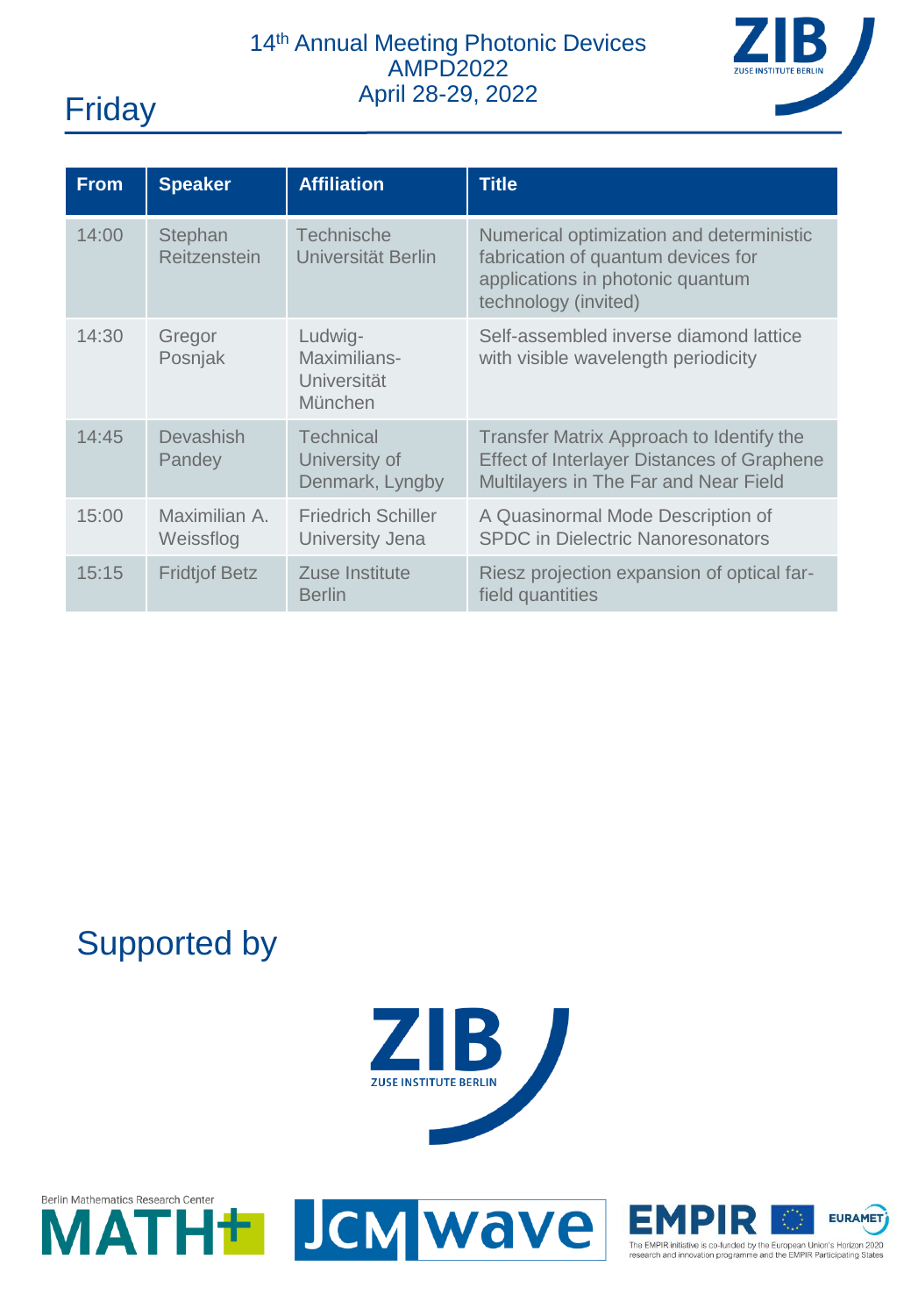14th Annual Meeting Photonic Devices
AMPD2022
April 28-29, 2022

# Friday

| From | Speaker | Affiliation | Title |
|---|---|---|---|
| 14:00 | Stephan Reitzenstein | Technische Universität Berlin | Numerical optimization and deterministic fabrication of quantum devices for applications in photonic quantum technology (invited) |
| 14:30 | Gregor Posnjak | Ludwig-Maximilians-Universität München | Self-assembled inverse diamond lattice with visible wavelength periodicity |
| 14:45 | Devashish Pandey | Technical University of Denmark, Lyngby | Transfer Matrix Approach to Identify the Effect of Interlayer Distances of Graphene Multilayers in The Far and Near Field |
| 15:00 | Maximilian A. Weissflog | Friedrich Schiller University Jena | A Quasinormal Mode Description of SPDC in Dielectric Nanoresonators |
| 15:15 | Fridtjof Betz | Zuse Institute Berlin | Riesz projection expansion of optical far-field quantities |

## Supported by

ZIB ZUSE INSTITUTE BERLIN

Berlin Mathematics Research Center MATH+

JCMwave

EMPIR EURAMET

The EMPIR initiative is co-funded by the European Union's Horizon 2020 research and innovation programme and the EMPIR Participating States